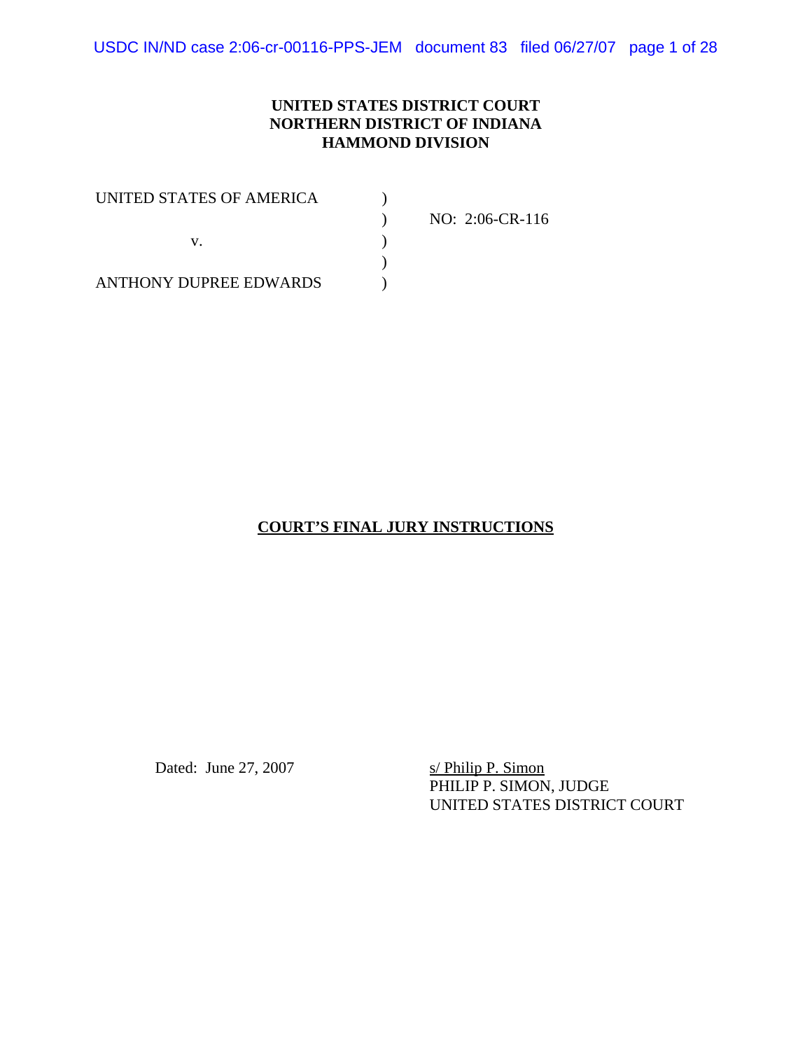**UNITED STATES DISTRICT COURT**
**NORTHERN DISTRICT OF INDIANA**
**HAMMOND DIVISION**

UNITED STATES OF AMERICA )
) NO: 2:06-CR-116
v. )
)
ANTHONY DUPREE EDWARDS )

**COURT'S FINAL JURY INSTRUCTIONS**

Dated: June 27, 2007

s/ Philip P. Simon
PHILIP P. SIMON, JUDGE
UNITED STATES DISTRICT COURT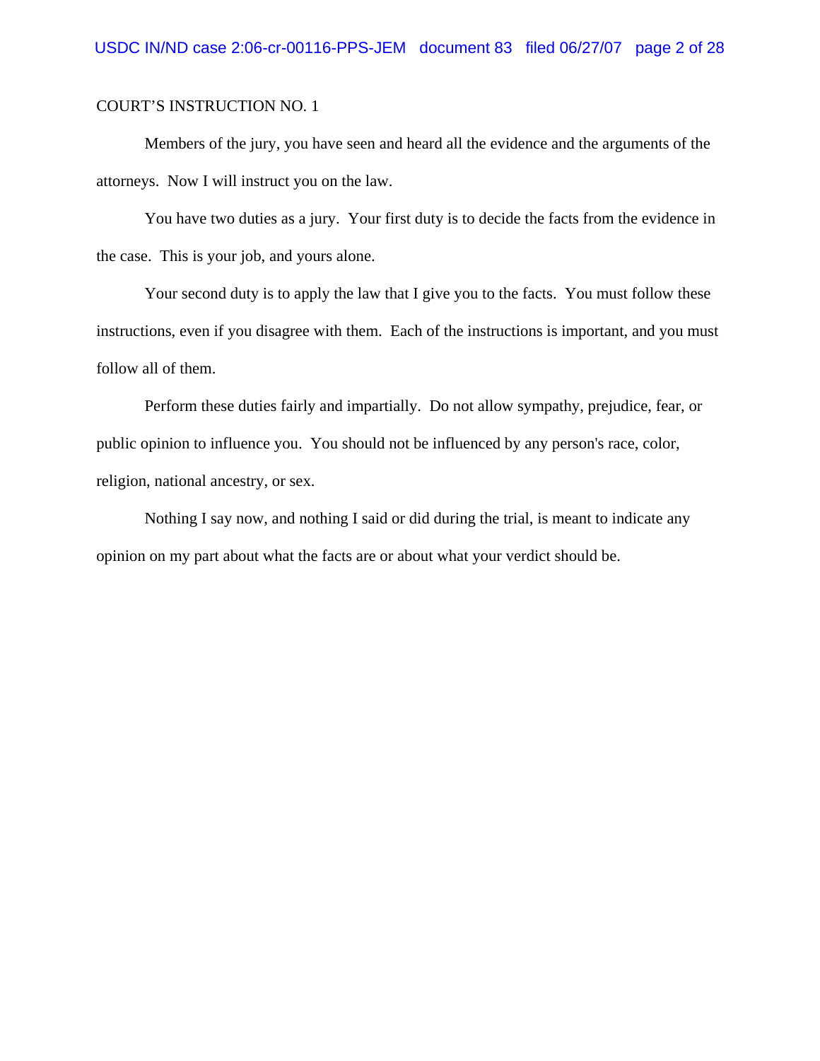COURT'S INSTRUCTION NO. 1

Members of the jury, you have seen and heard all the evidence and the arguments of the attorneys. Now I will instruct you on the law.

You have two duties as a jury. Your first duty is to decide the facts from the evidence in the case. This is your job, and yours alone.

Your second duty is to apply the law that I give you to the facts. You must follow these instructions, even if you disagree with them. Each of the instructions is important, and you must follow all of them.

Perform these duties fairly and impartially. Do not allow sympathy, prejudice, fear, or public opinion to influence you. You should not be influenced by any person's race, color, religion, national ancestry, or sex.

Nothing I say now, and nothing I said or did during the trial, is meant to indicate any opinion on my part about what the facts are or about what your verdict should be.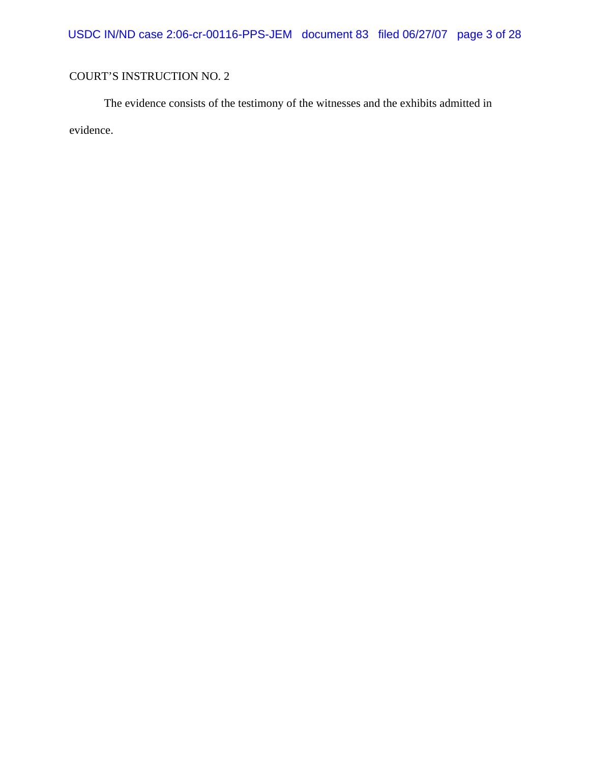COURT'S INSTRUCTION NO. 2

The evidence consists of the testimony of the witnesses and the exhibits admitted in evidence.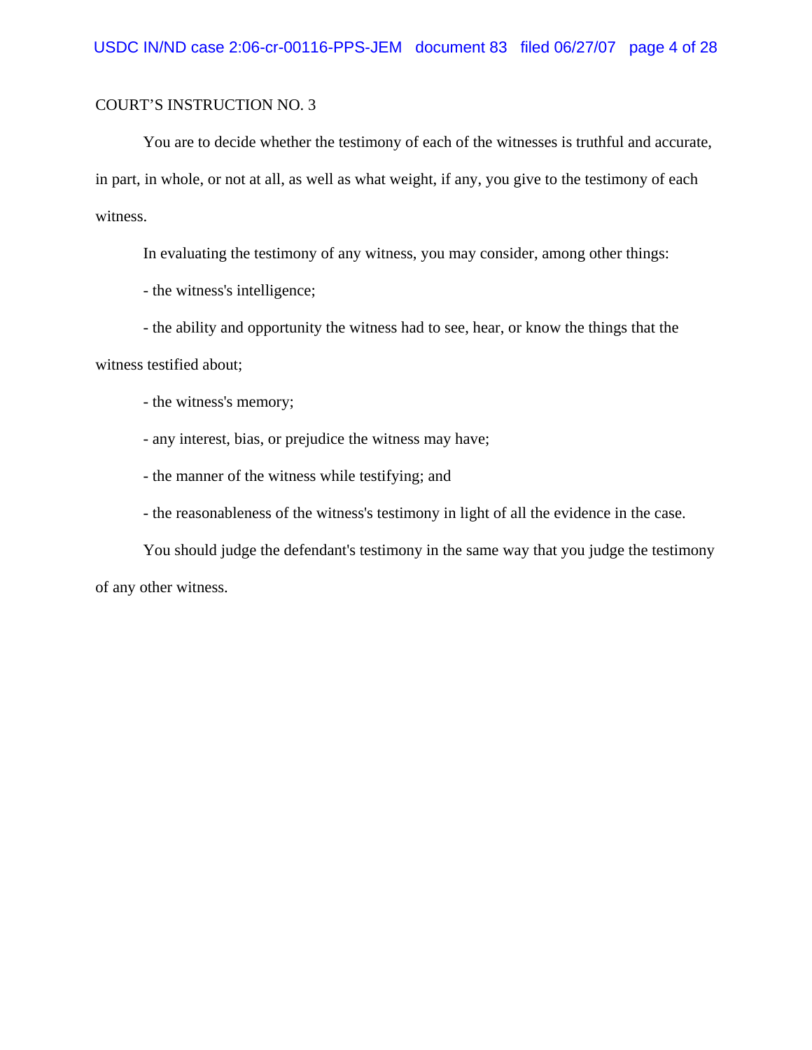COURT'S INSTRUCTION NO. 3

You are to decide whether the testimony of each of the witnesses is truthful and accurate, in part, in whole, or not at all, as well as what weight, if any, you give to the testimony of each witness.

In evaluating the testimony of any witness, you may consider, among other things:

- the witness's intelligence;
- the ability and opportunity the witness had to see, hear, or know the things that the witness testified about;
- the witness's memory;
- any interest, bias, or prejudice the witness may have;
- the manner of the witness while testifying; and
- the reasonableness of the witness's testimony in light of all the evidence in the case.

You should judge the defendant's testimony in the same way that you judge the testimony of any other witness.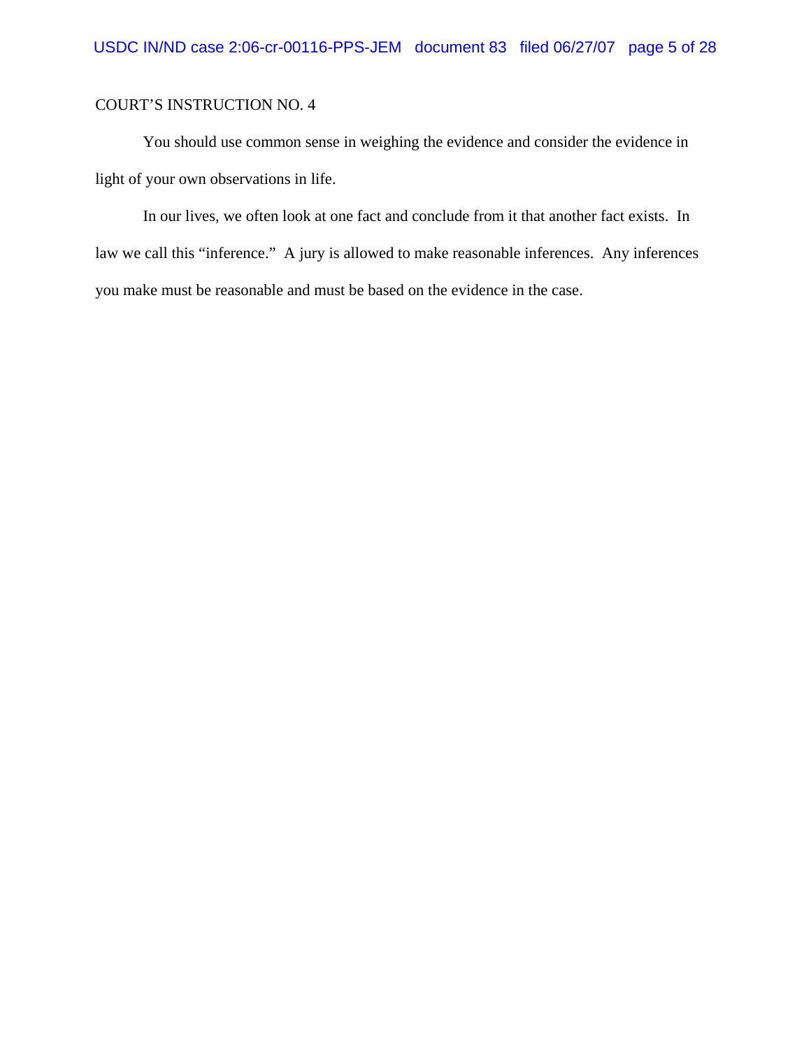COURT'S INSTRUCTION NO. 4

You should use common sense in weighing the evidence and consider the evidence in light of your own observations in life.

In our lives, we often look at one fact and conclude from it that another fact exists. In law we call this "inference." A jury is allowed to make reasonable inferences. Any inferences you make must be reasonable and must be based on the evidence in the case.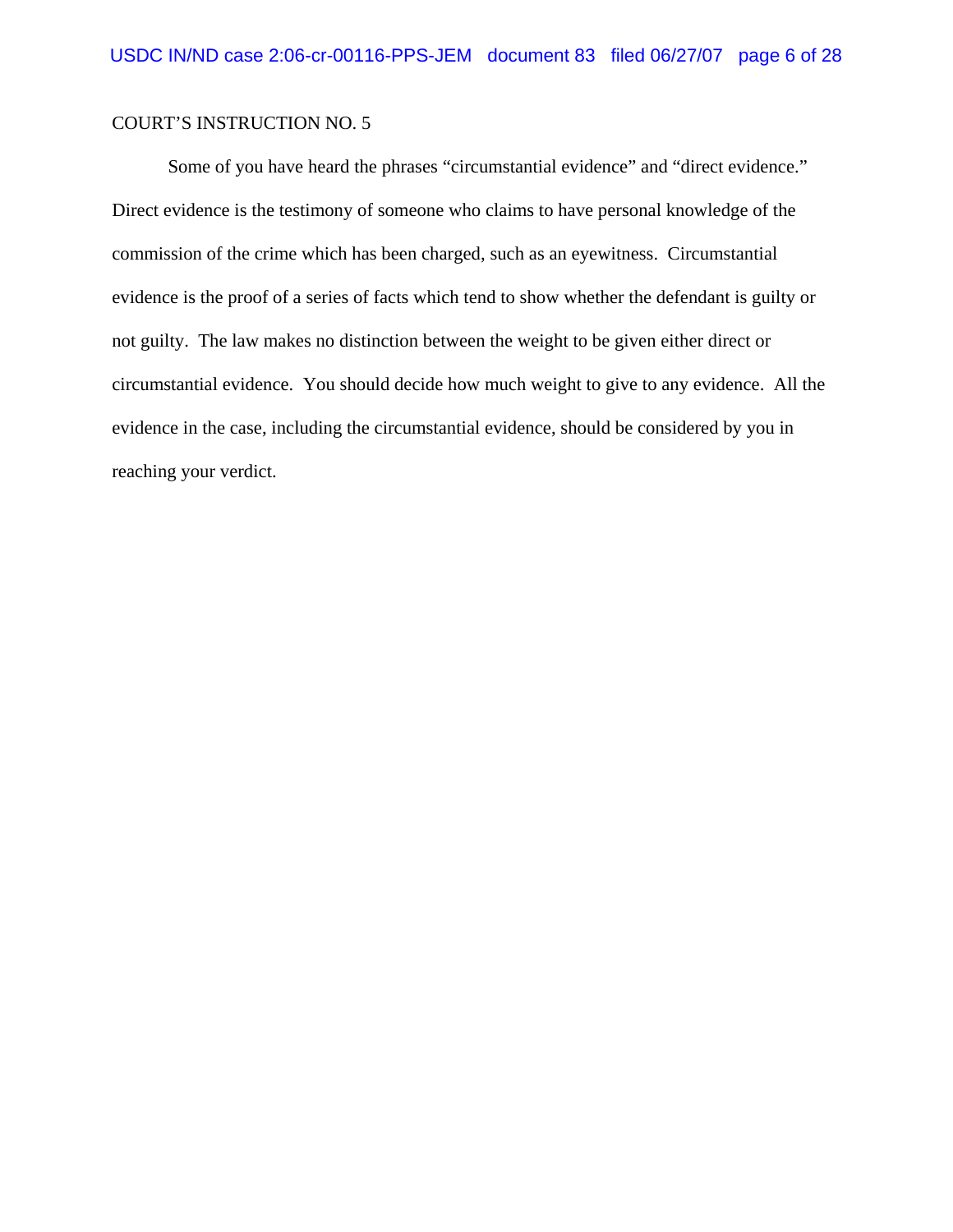COURT'S INSTRUCTION NO. 5

Some of you have heard the phrases "circumstantial evidence" and "direct evidence." Direct evidence is the testimony of someone who claims to have personal knowledge of the commission of the crime which has been charged, such as an eyewitness. Circumstantial evidence is the proof of a series of facts which tend to show whether the defendant is guilty or not guilty. The law makes no distinction between the weight to be given either direct or circumstantial evidence. You should decide how much weight to give to any evidence. All the evidence in the case, including the circumstantial evidence, should be considered by you in reaching your verdict.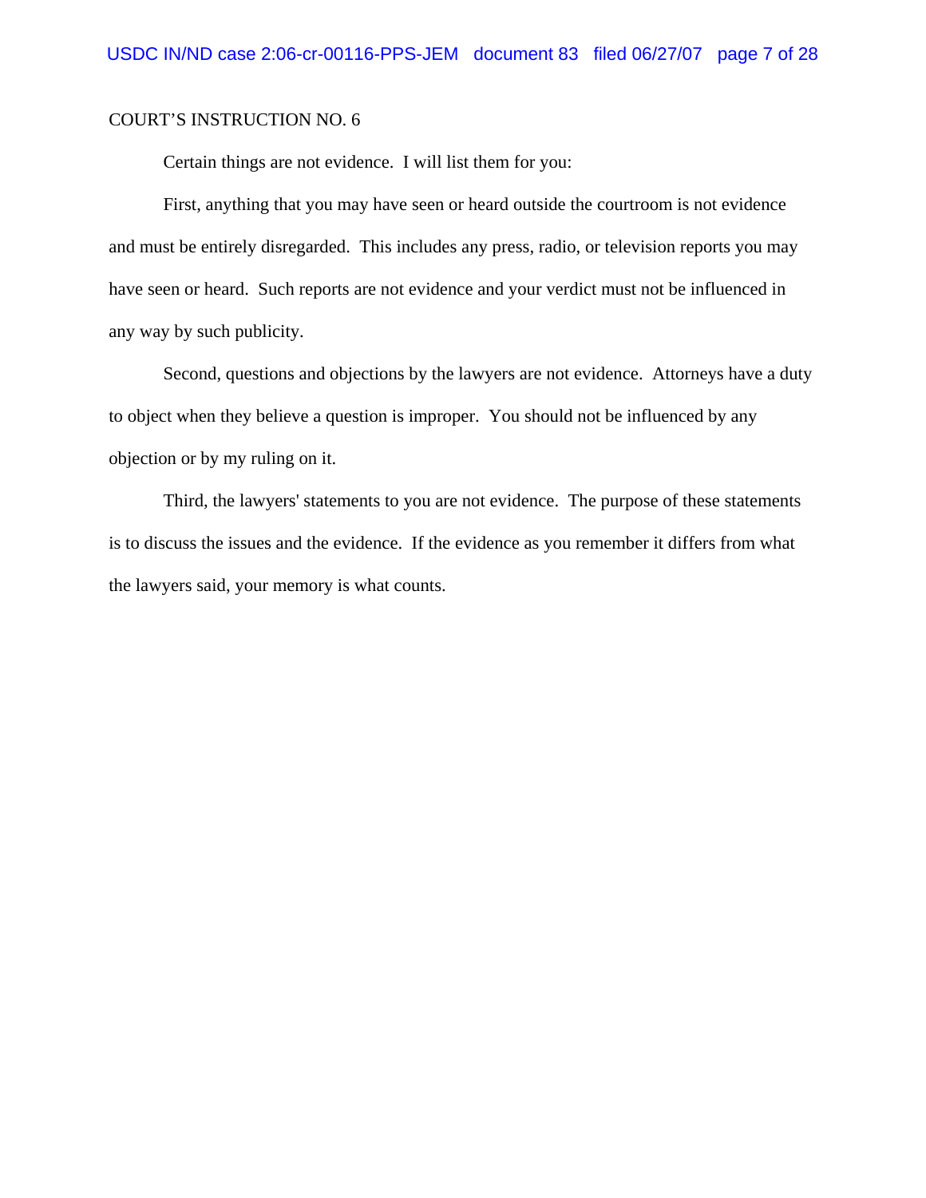COURT'S INSTRUCTION NO. 6

Certain things are not evidence. I will list them for you:

First, anything that you may have seen or heard outside the courtroom is not evidence and must be entirely disregarded. This includes any press, radio, or television reports you may have seen or heard. Such reports are not evidence and your verdict must not be influenced in any way by such publicity.

Second, questions and objections by the lawyers are not evidence. Attorneys have a duty to object when they believe a question is improper. You should not be influenced by any objection or by my ruling on it.

Third, the lawyers' statements to you are not evidence. The purpose of these statements is to discuss the issues and the evidence. If the evidence as you remember it differs from what the lawyers said, your memory is what counts.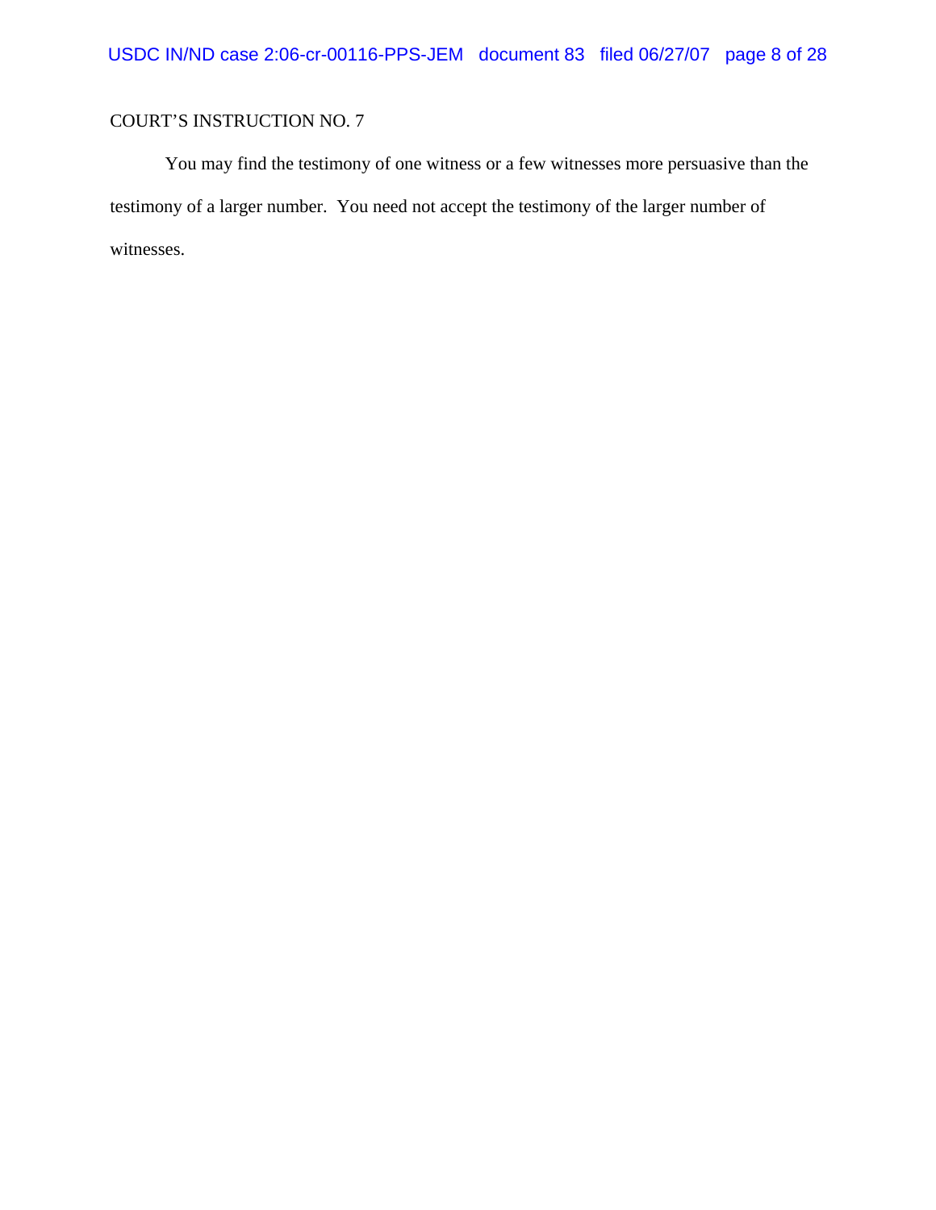COURT'S INSTRUCTION NO. 7

You may find the testimony of one witness or a few witnesses more persuasive than the testimony of a larger number. You need not accept the testimony of the larger number of witnesses.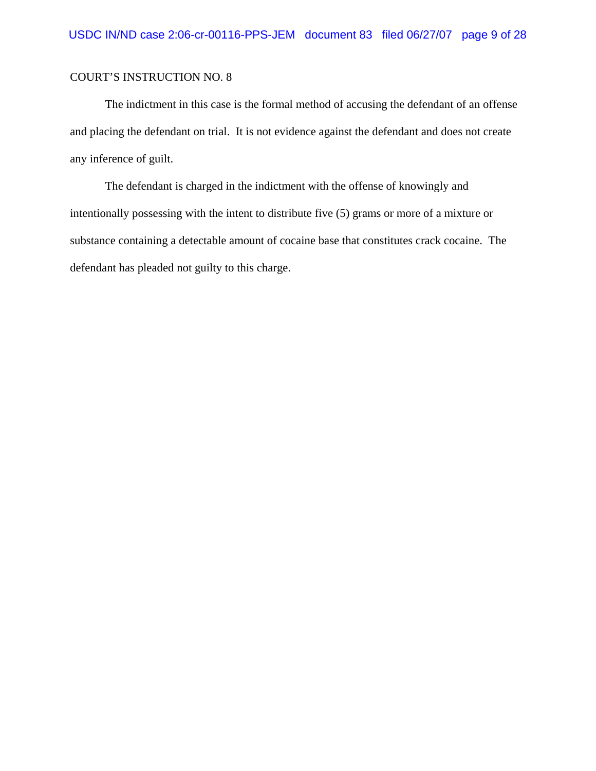COURT'S INSTRUCTION NO. 8

The indictment in this case is the formal method of accusing the defendant of an offense and placing the defendant on trial. It is not evidence against the defendant and does not create any inference of guilt.

The defendant is charged in the indictment with the offense of knowingly and intentionally possessing with the intent to distribute five (5) grams or more of a mixture or substance containing a detectable amount of cocaine base that constitutes crack cocaine. The defendant has pleaded not guilty to this charge.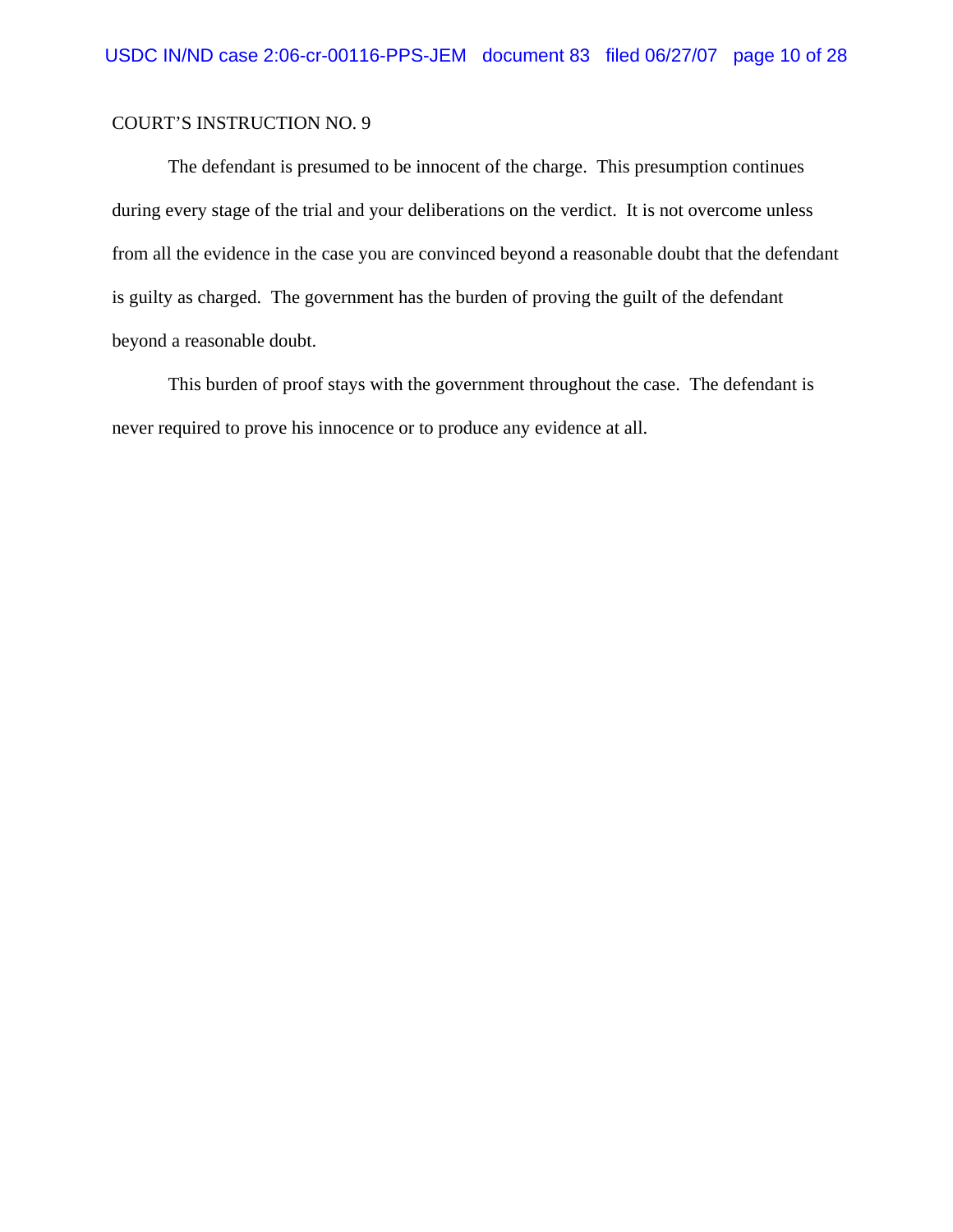COURT'S INSTRUCTION NO. 9

The defendant is presumed to be innocent of the charge. This presumption continues during every stage of the trial and your deliberations on the verdict. It is not overcome unless from all the evidence in the case you are convinced beyond a reasonable doubt that the defendant is guilty as charged. The government has the burden of proving the guilt of the defendant beyond a reasonable doubt.

This burden of proof stays with the government throughout the case. The defendant is never required to prove his innocence or to produce any evidence at all.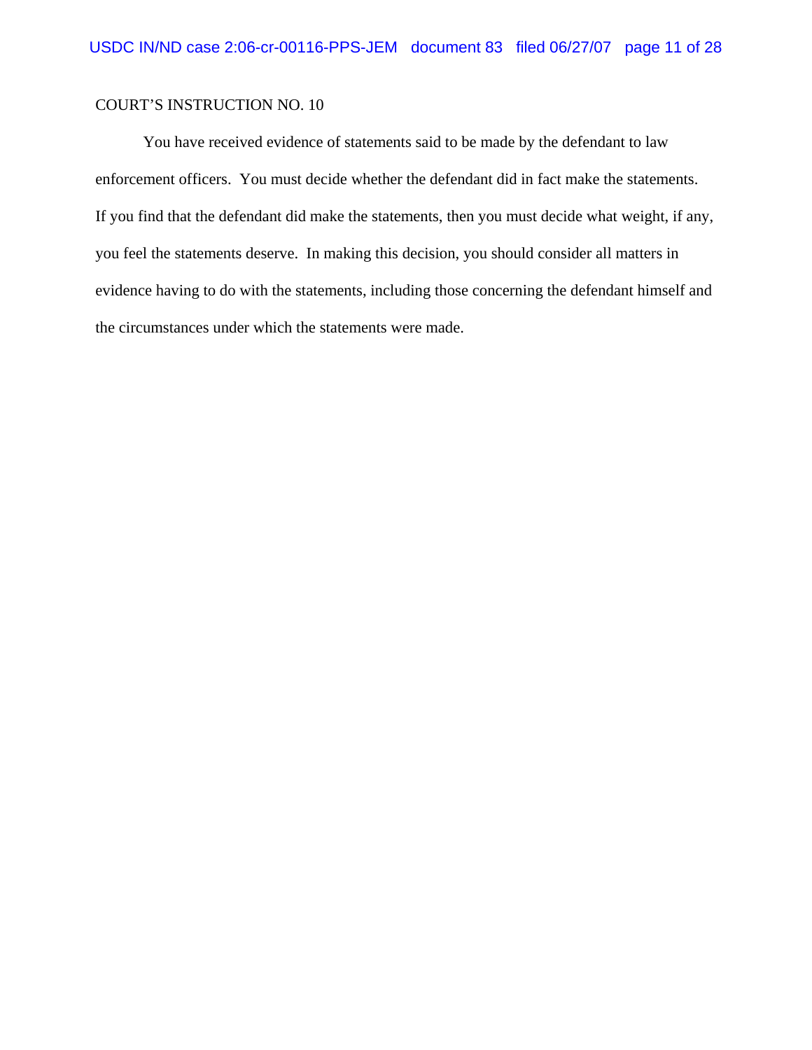COURT'S INSTRUCTION NO. 10

You have received evidence of statements said to be made by the defendant to law enforcement officers. You must decide whether the defendant did in fact make the statements. If you find that the defendant did make the statements, then you must decide what weight, if any, you feel the statements deserve. In making this decision, you should consider all matters in evidence having to do with the statements, including those concerning the defendant himself and the circumstances under which the statements were made.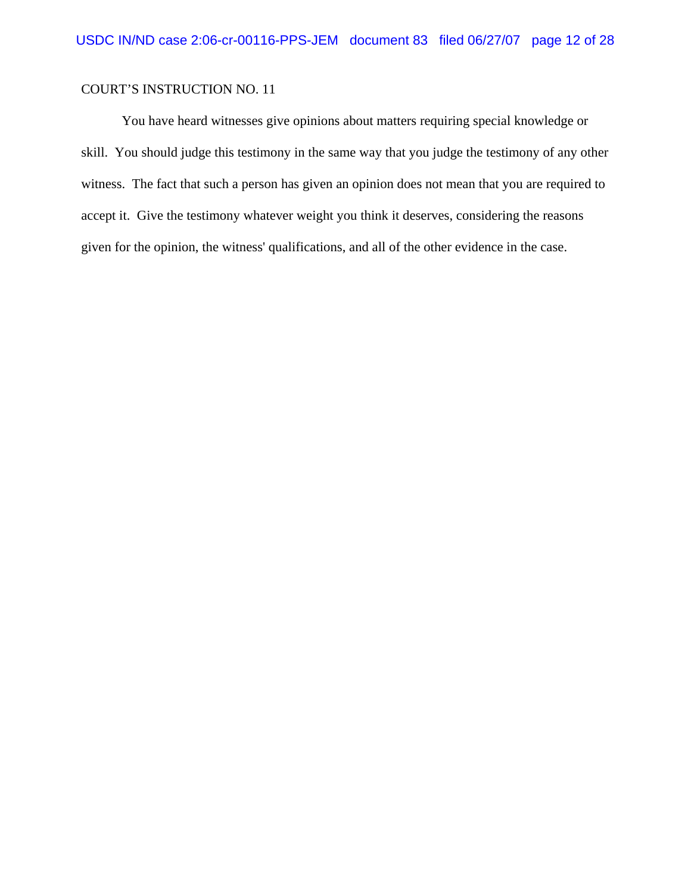COURT'S INSTRUCTION NO. 11

You have heard witnesses give opinions about matters requiring special knowledge or skill. You should judge this testimony in the same way that you judge the testimony of any other witness. The fact that such a person has given an opinion does not mean that you are required to accept it. Give the testimony whatever weight you think it deserves, considering the reasons given for the opinion, the witness' qualifications, and all of the other evidence in the case.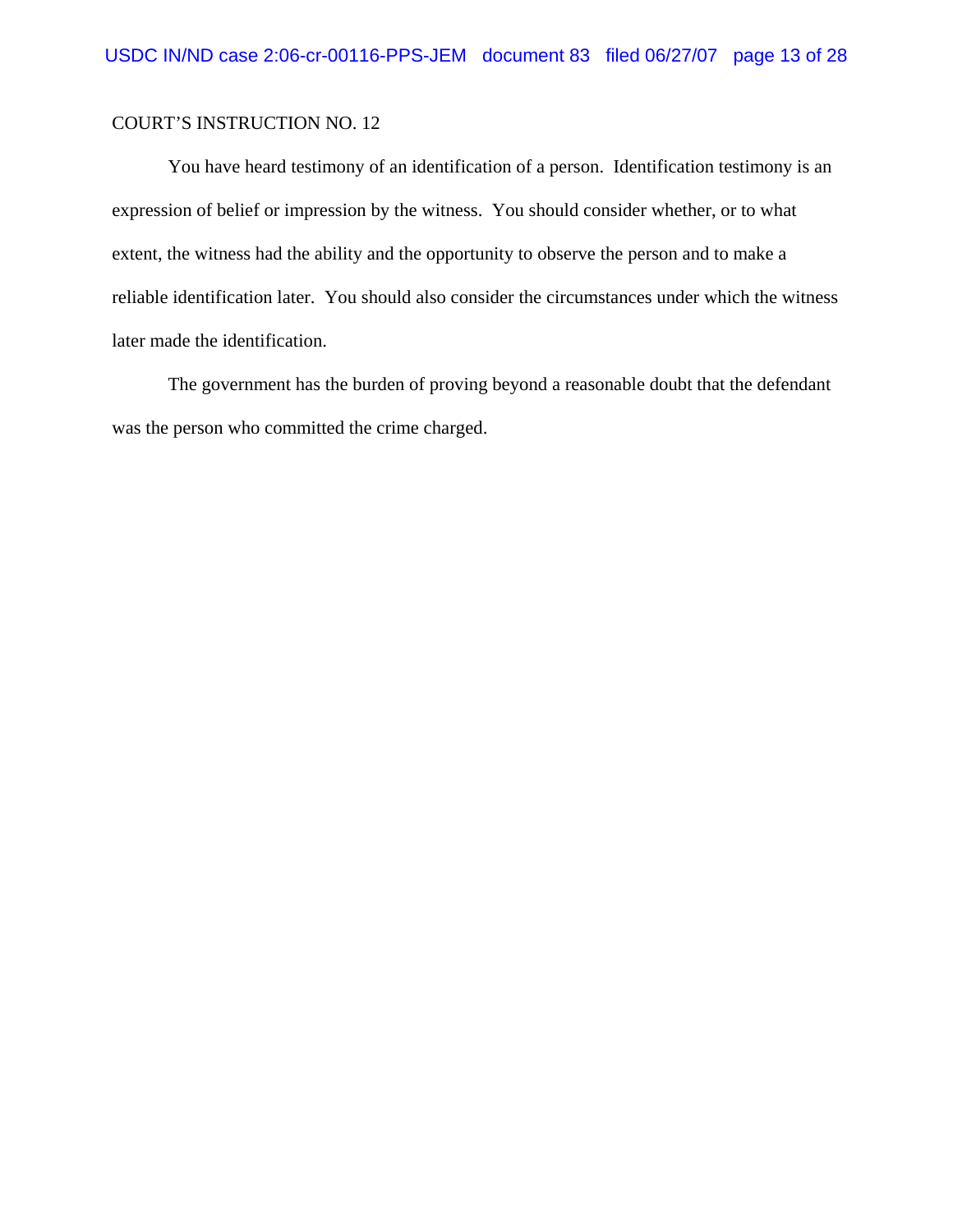COURT'S INSTRUCTION NO. 12

You have heard testimony of an identification of a person. Identification testimony is an expression of belief or impression by the witness. You should consider whether, or to what extent, the witness had the ability and the opportunity to observe the person and to make a reliable identification later. You should also consider the circumstances under which the witness later made the identification.

The government has the burden of proving beyond a reasonable doubt that the defendant was the person who committed the crime charged.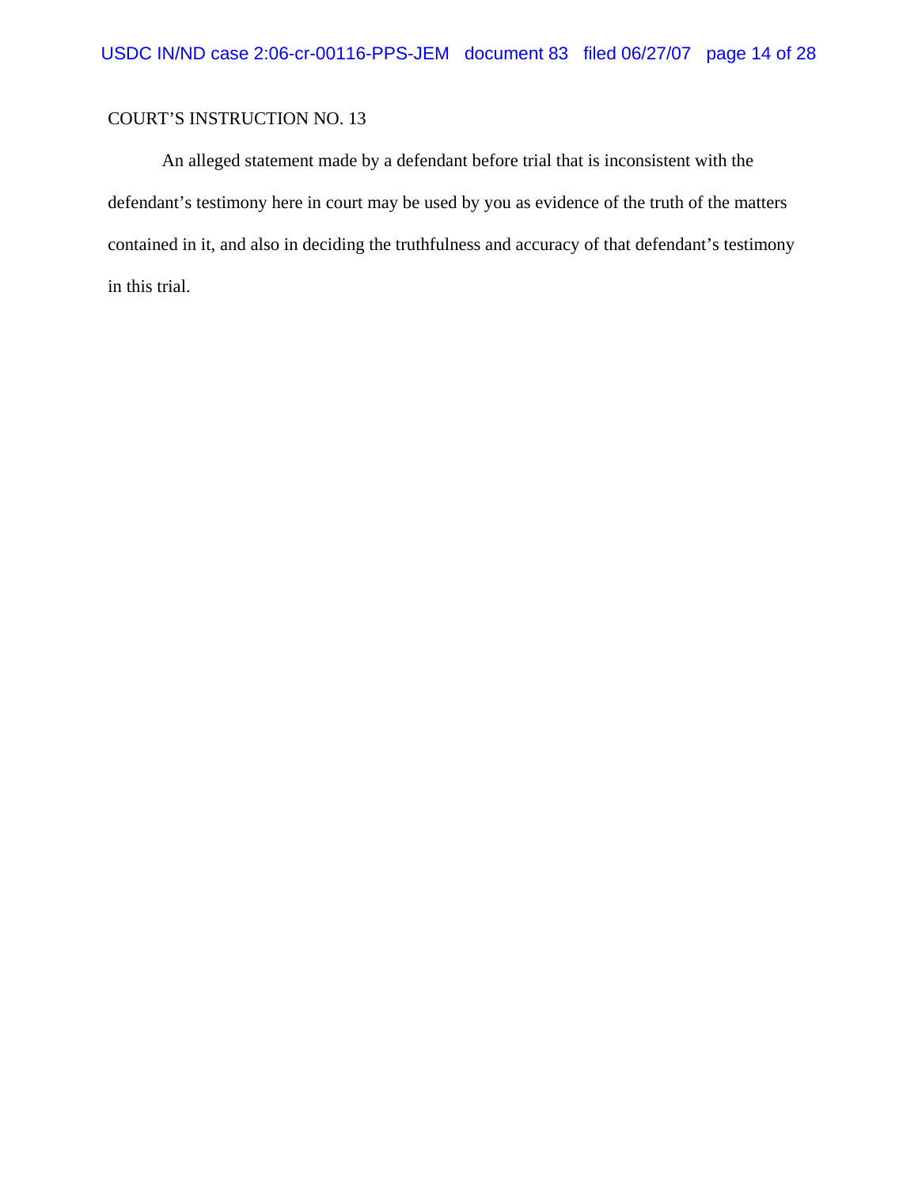COURT'S INSTRUCTION NO. 13

An alleged statement made by a defendant before trial that is inconsistent with the defendant's testimony here in court may be used by you as evidence of the truth of the matters contained in it, and also in deciding the truthfulness and accuracy of that defendant's testimony in this trial.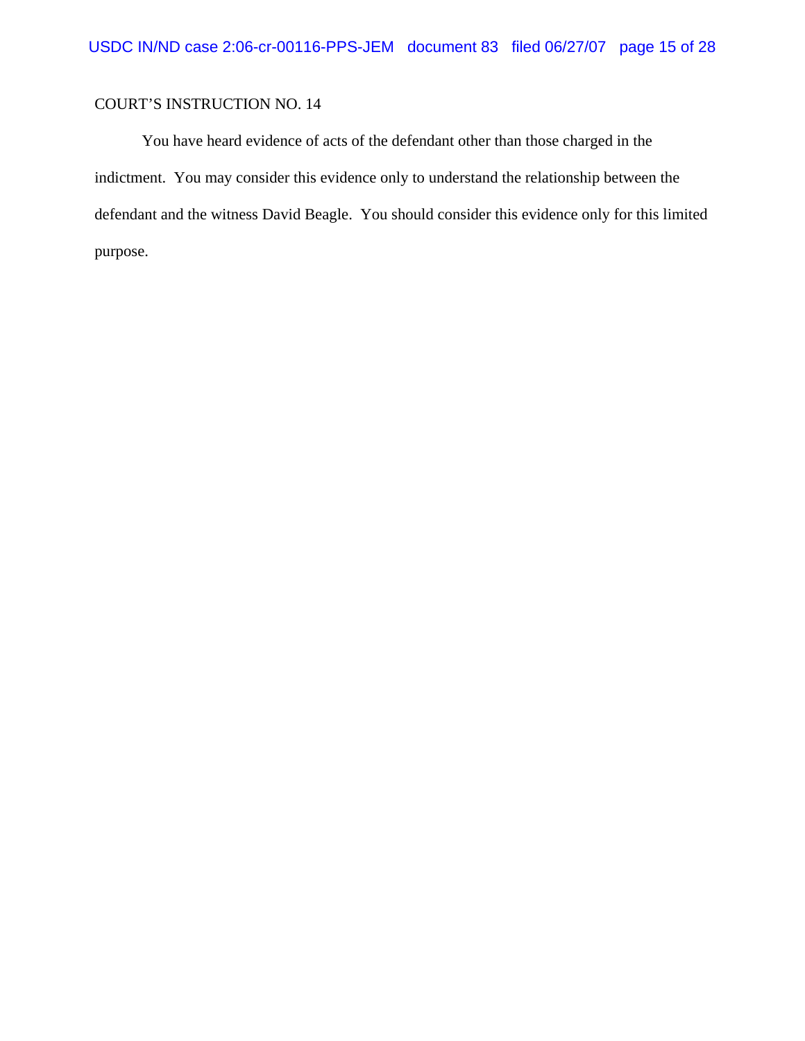COURT'S INSTRUCTION NO. 14

You have heard evidence of acts of the defendant other than those charged in the indictment. You may consider this evidence only to understand the relationship between the defendant and the witness David Beagle. You should consider this evidence only for this limited purpose.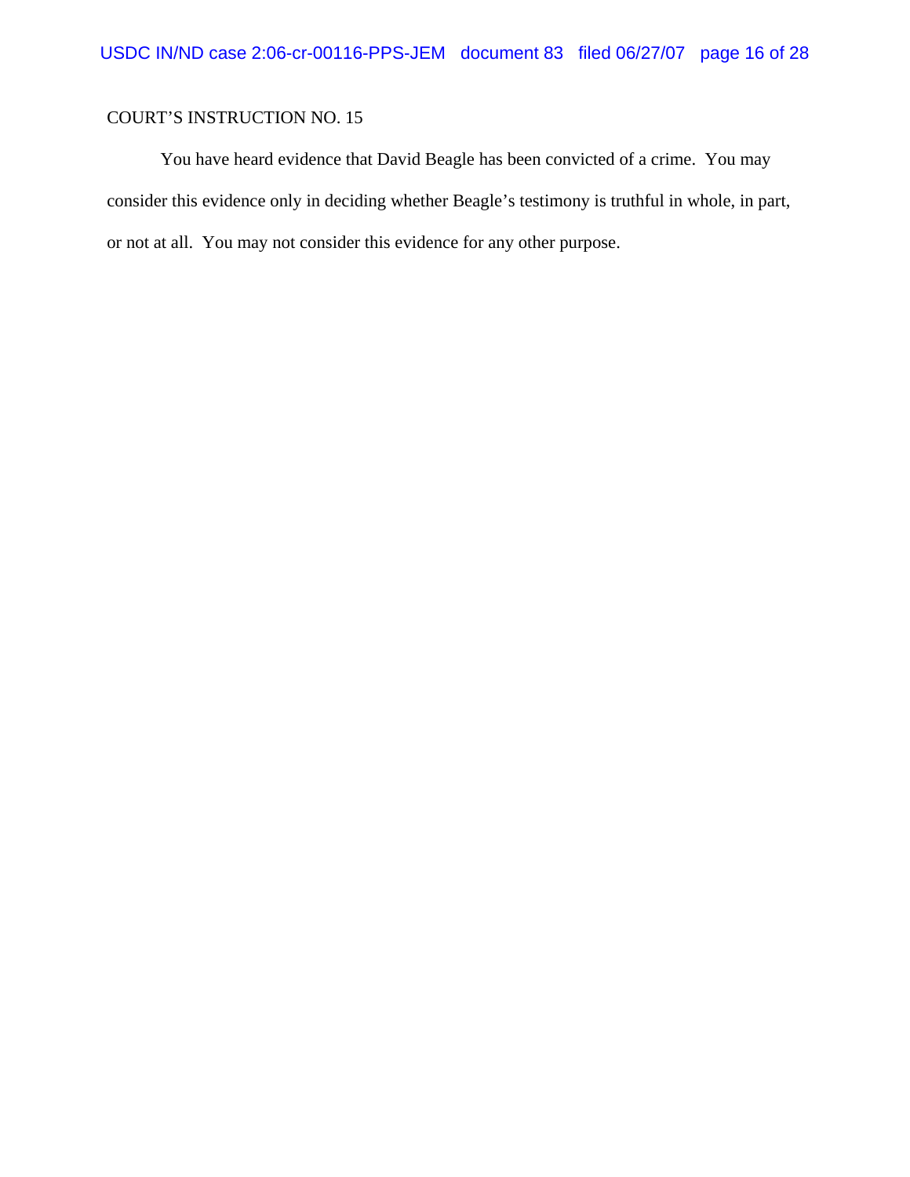COURT’S INSTRUCTION NO. 15

You have heard evidence that David Beagle has been convicted of a crime. You may consider this evidence only in deciding whether Beagle’s testimony is truthful in whole, in part, or not at all. You may not consider this evidence for any other purpose.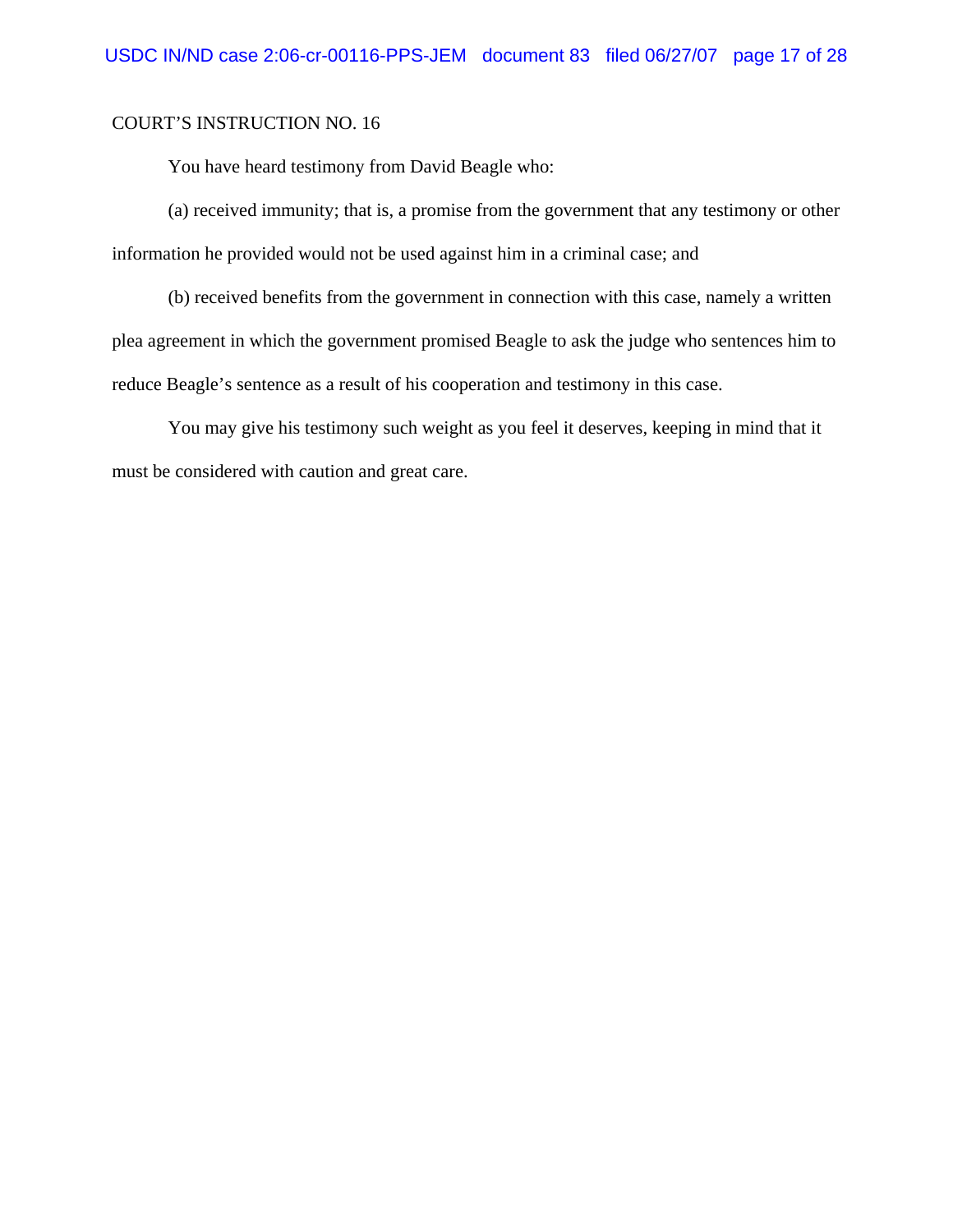COURT'S INSTRUCTION NO. 16

You have heard testimony from David Beagle who:

(a) received immunity; that is, a promise from the government that any testimony or other information he provided would not be used against him in a criminal case; and

(b) received benefits from the government in connection with this case, namely a written plea agreement in which the government promised Beagle to ask the judge who sentences him to reduce Beagle's sentence as a result of his cooperation and testimony in this case.

You may give his testimony such weight as you feel it deserves, keeping in mind that it must be considered with caution and great care.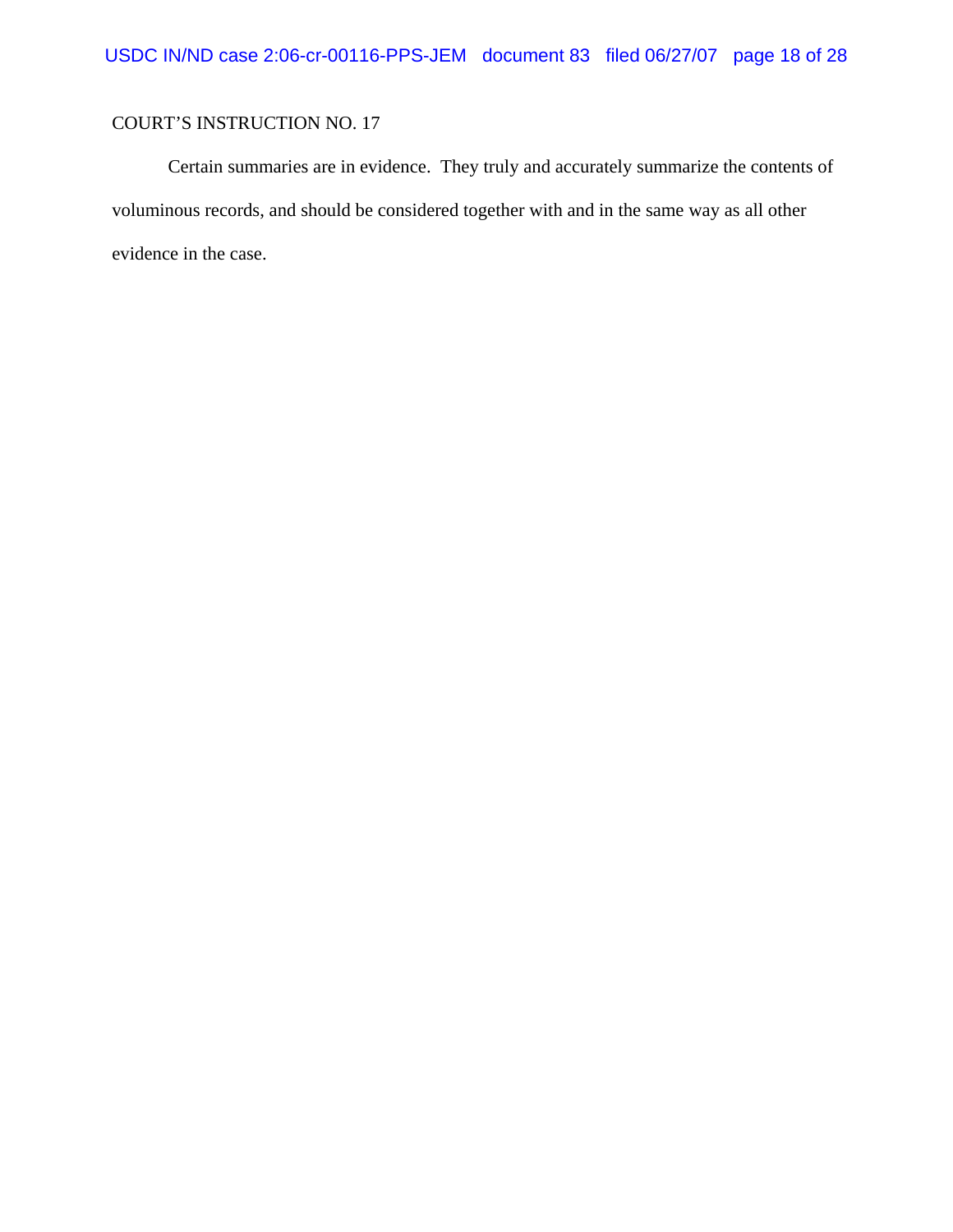COURT'S INSTRUCTION NO. 17

Certain summaries are in evidence. They truly and accurately summarize the contents of voluminous records, and should be considered together with and in the same way as all other evidence in the case.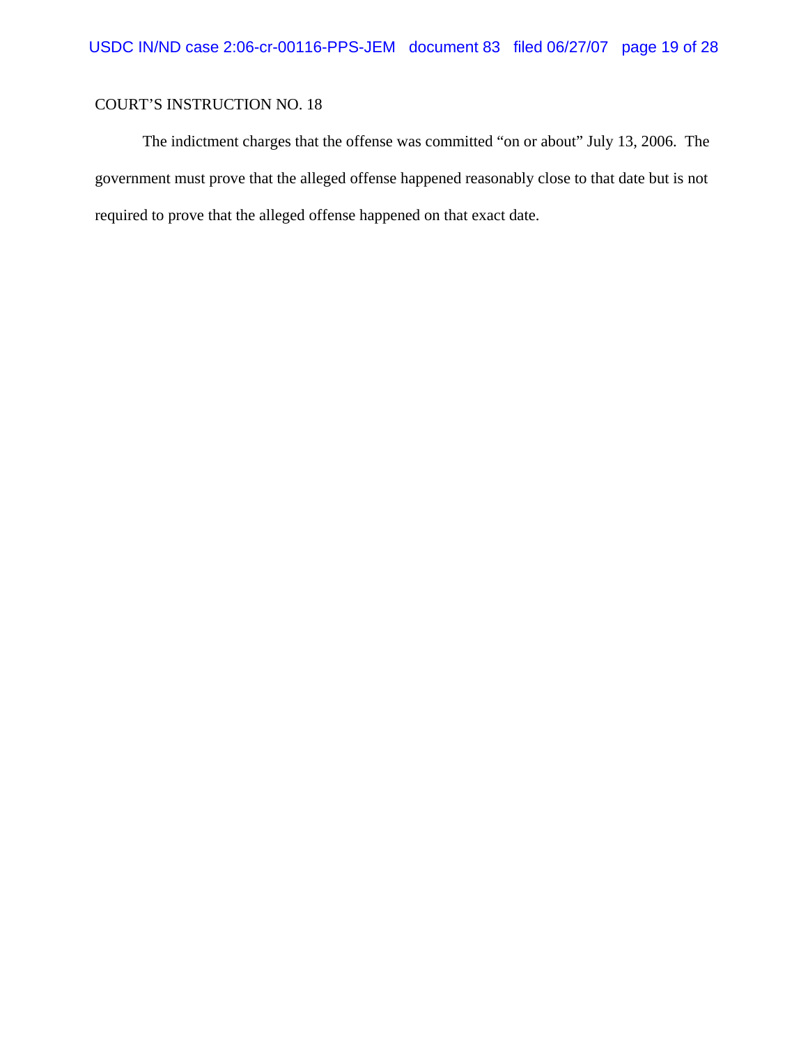COURT'S INSTRUCTION NO. 18

The indictment charges that the offense was committed "on or about" July 13, 2006. The government must prove that the alleged offense happened reasonably close to that date but is not required to prove that the alleged offense happened on that exact date.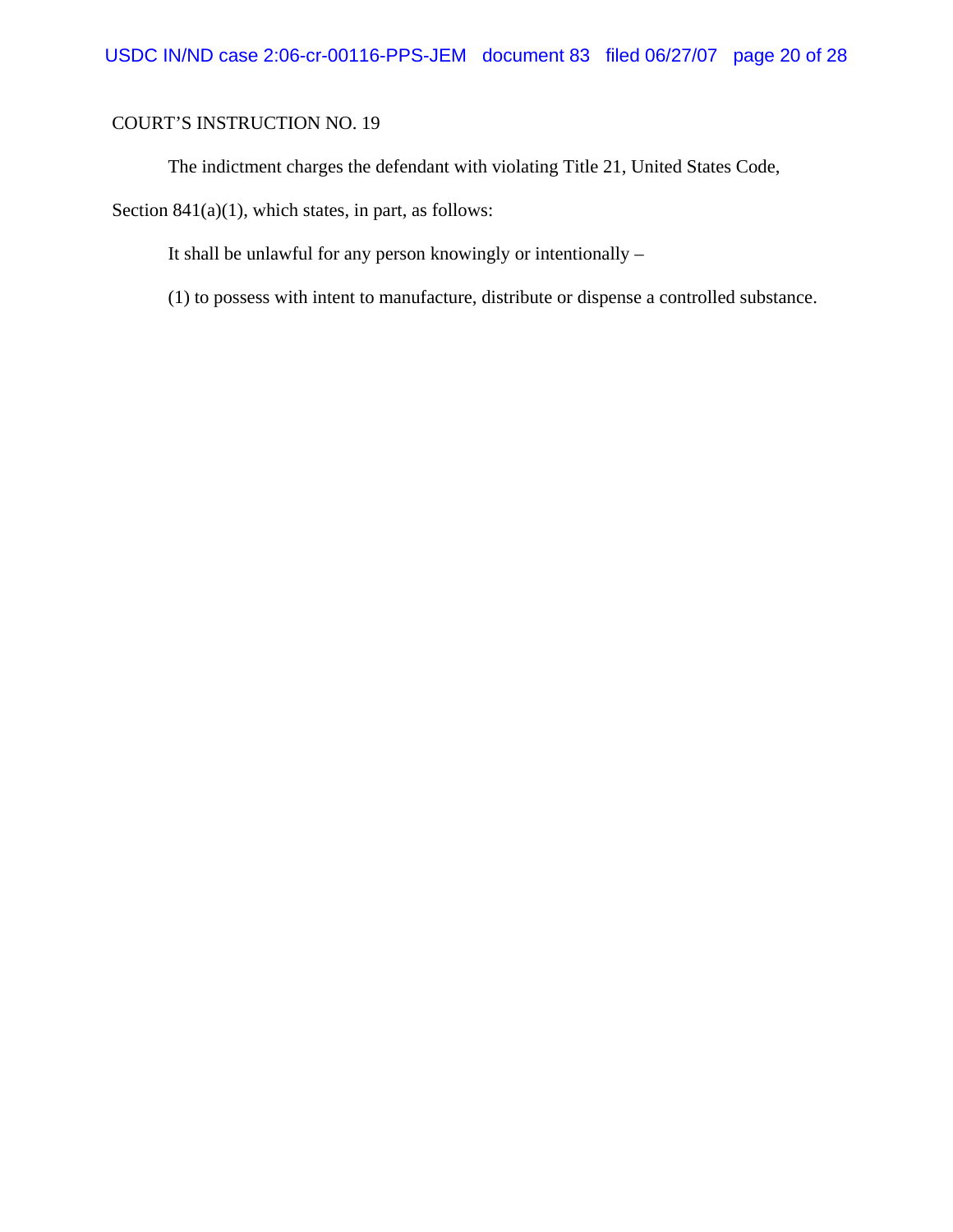COURT'S INSTRUCTION NO. 19

The indictment charges the defendant with violating Title 21, United States Code, Section 841(a)(1), which states, in part, as follows:

It shall be unlawful for any person knowingly or intentionally –

(1) to possess with intent to manufacture, distribute or dispense a controlled substance.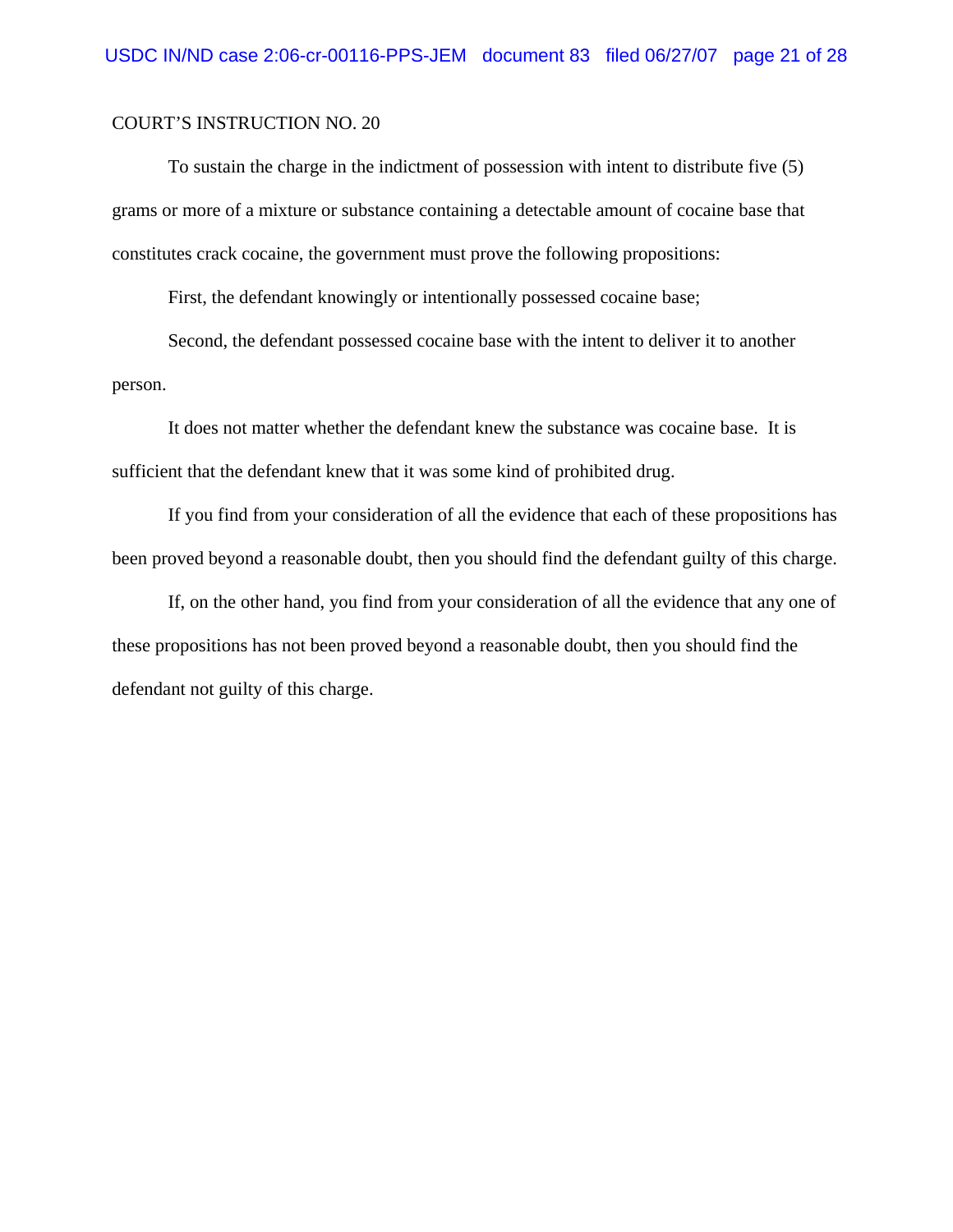COURT'S INSTRUCTION NO. 20

To sustain the charge in the indictment of possession with intent to distribute five (5) grams or more of a mixture or substance containing a detectable amount of cocaine base that constitutes crack cocaine, the government must prove the following propositions:

First, the defendant knowingly or intentionally possessed cocaine base;

Second, the defendant possessed cocaine base with the intent to deliver it to another person.

It does not matter whether the defendant knew the substance was cocaine base. It is sufficient that the defendant knew that it was some kind of prohibited drug.

If you find from your consideration of all the evidence that each of these propositions has been proved beyond a reasonable doubt, then you should find the defendant guilty of this charge.

If, on the other hand, you find from your consideration of all the evidence that any one of these propositions has not been proved beyond a reasonable doubt, then you should find the defendant not guilty of this charge.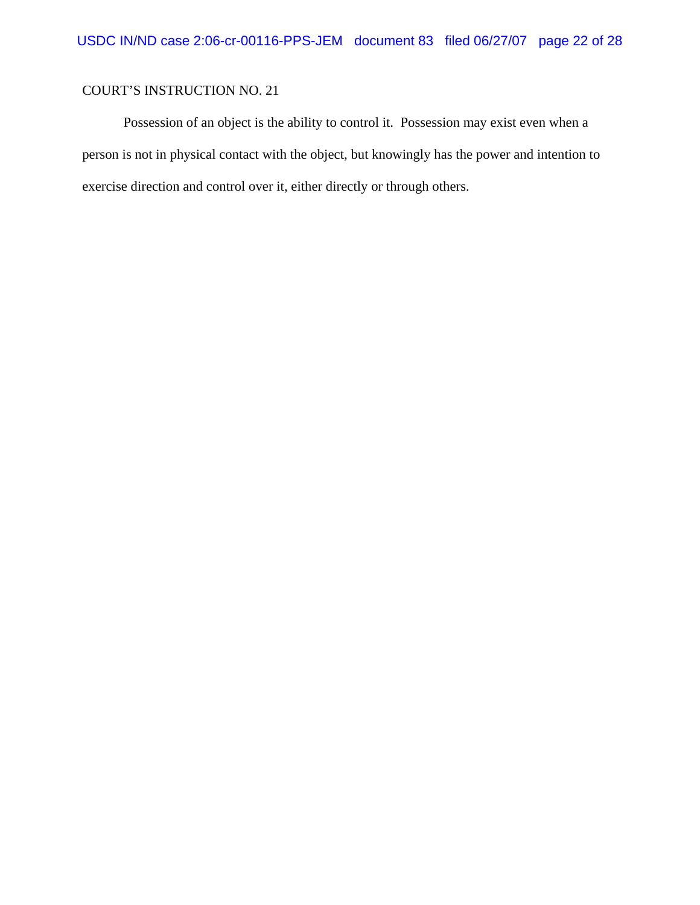COURT'S INSTRUCTION NO. 21

Possession of an object is the ability to control it. Possession may exist even when a person is not in physical contact with the object, but knowingly has the power and intention to exercise direction and control over it, either directly or through others.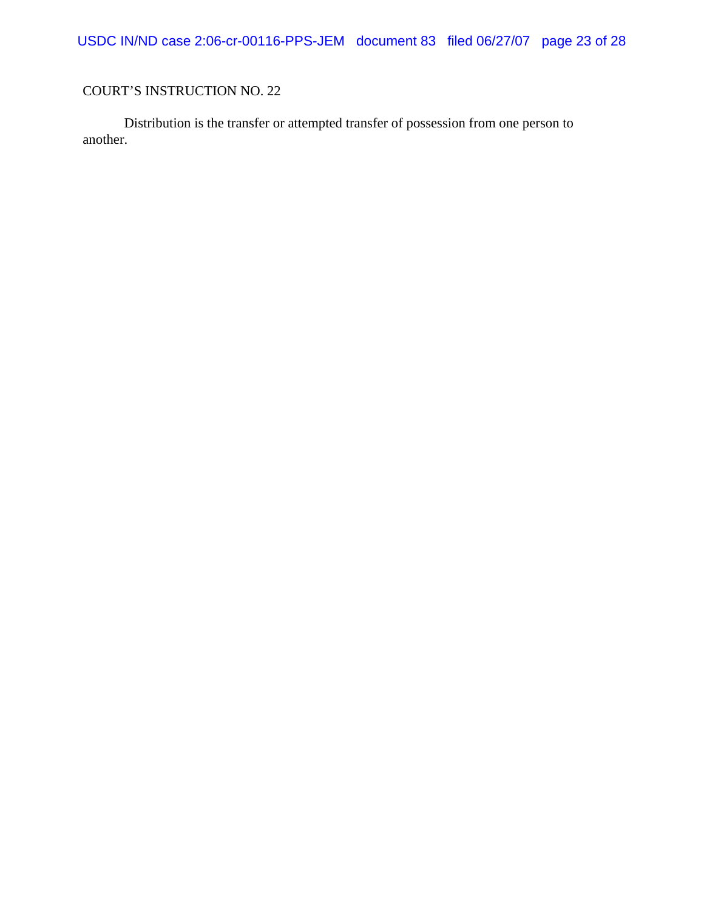COURT'S INSTRUCTION NO. 22

Distribution is the transfer or attempted transfer of possession from one person to another.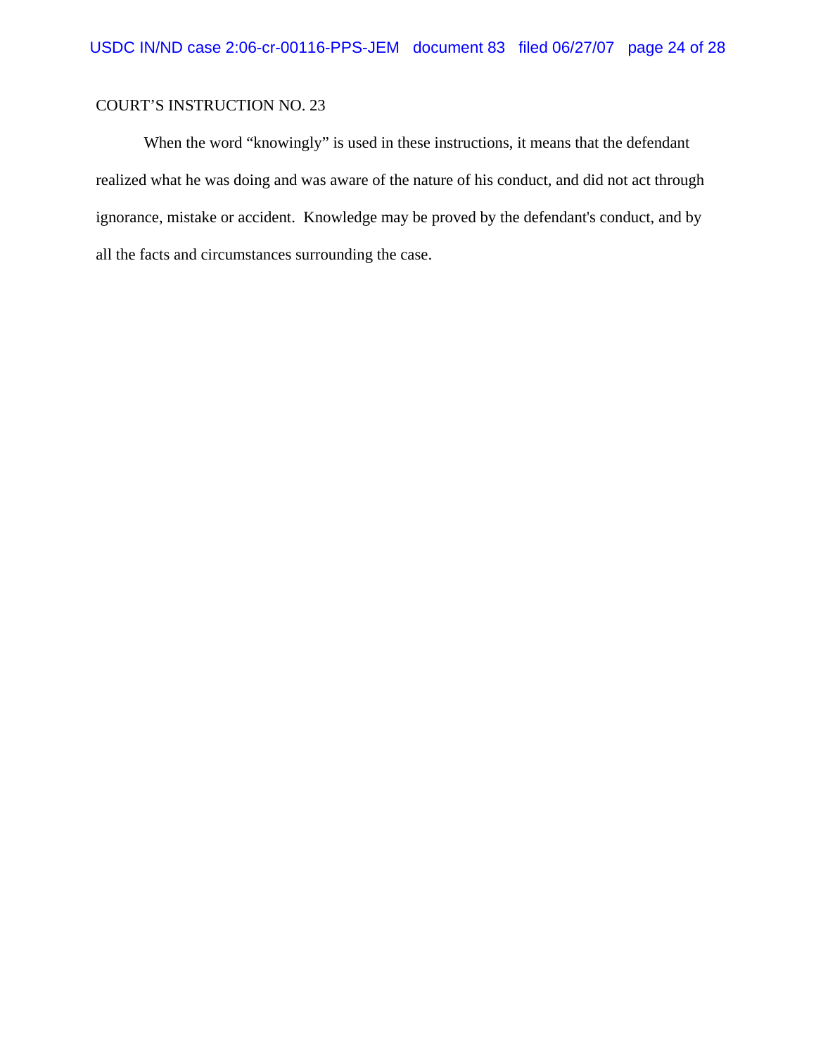COURT'S INSTRUCTION NO. 23

When the word "knowingly" is used in these instructions, it means that the defendant realized what he was doing and was aware of the nature of his conduct, and did not act through ignorance, mistake or accident. Knowledge may be proved by the defendant's conduct, and by all the facts and circumstances surrounding the case.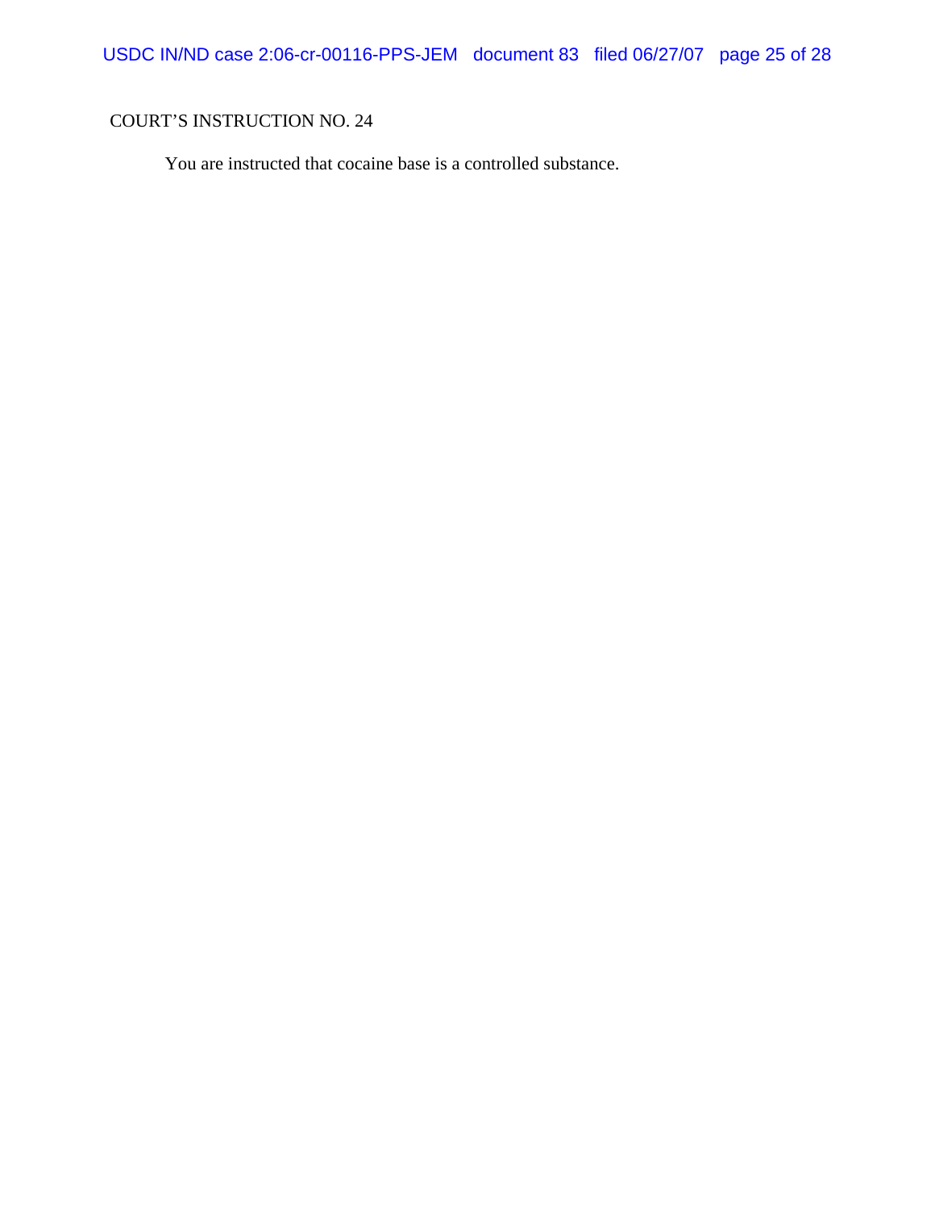COURT'S INSTRUCTION NO. 24

You are instructed that cocaine base is a controlled substance.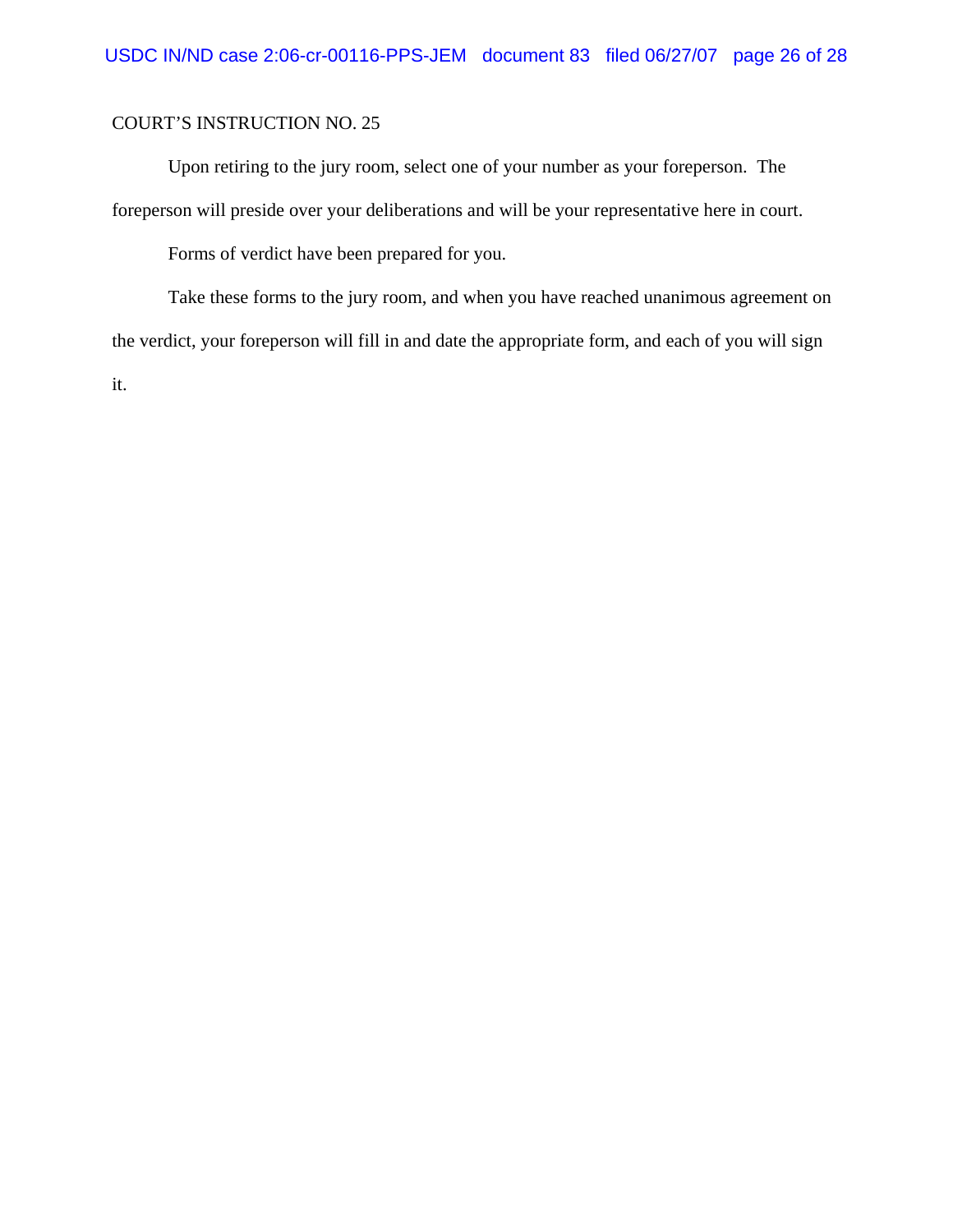COURT'S INSTRUCTION NO. 25

Upon retiring to the jury room, select one of your number as your foreperson. The foreperson will preside over your deliberations and will be your representative here in court.

Forms of verdict have been prepared for you.

Take these forms to the jury room, and when you have reached unanimous agreement on the verdict, your foreperson will fill in and date the appropriate form, and each of you will sign it.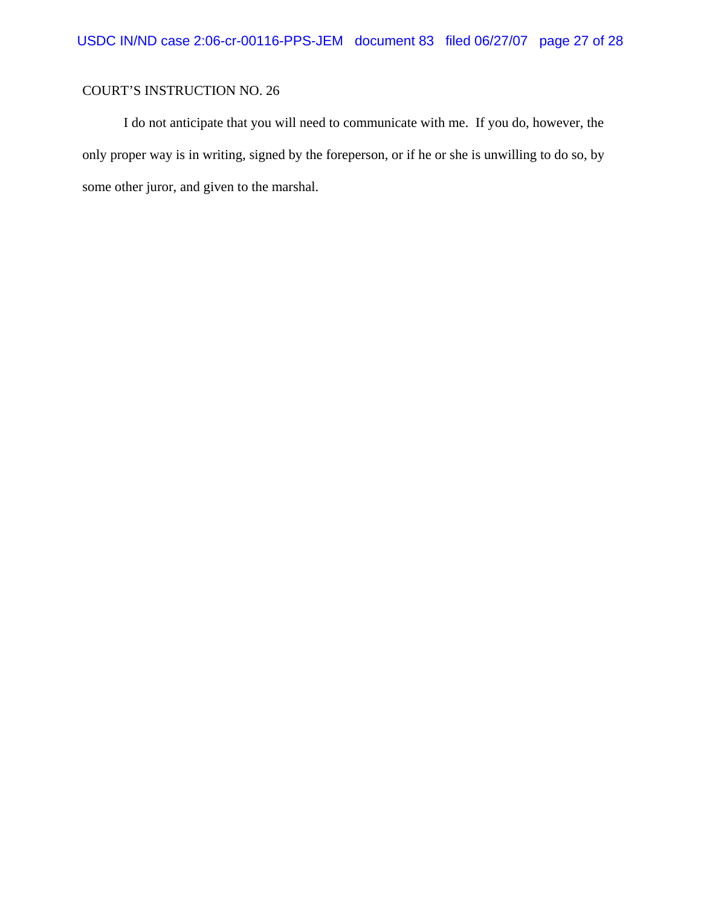COURT'S INSTRUCTION NO. 26

I do not anticipate that you will need to communicate with me. If you do, however, the only proper way is in writing, signed by the foreperson, or if he or she is unwilling to do so, by some other juror, and given to the marshal.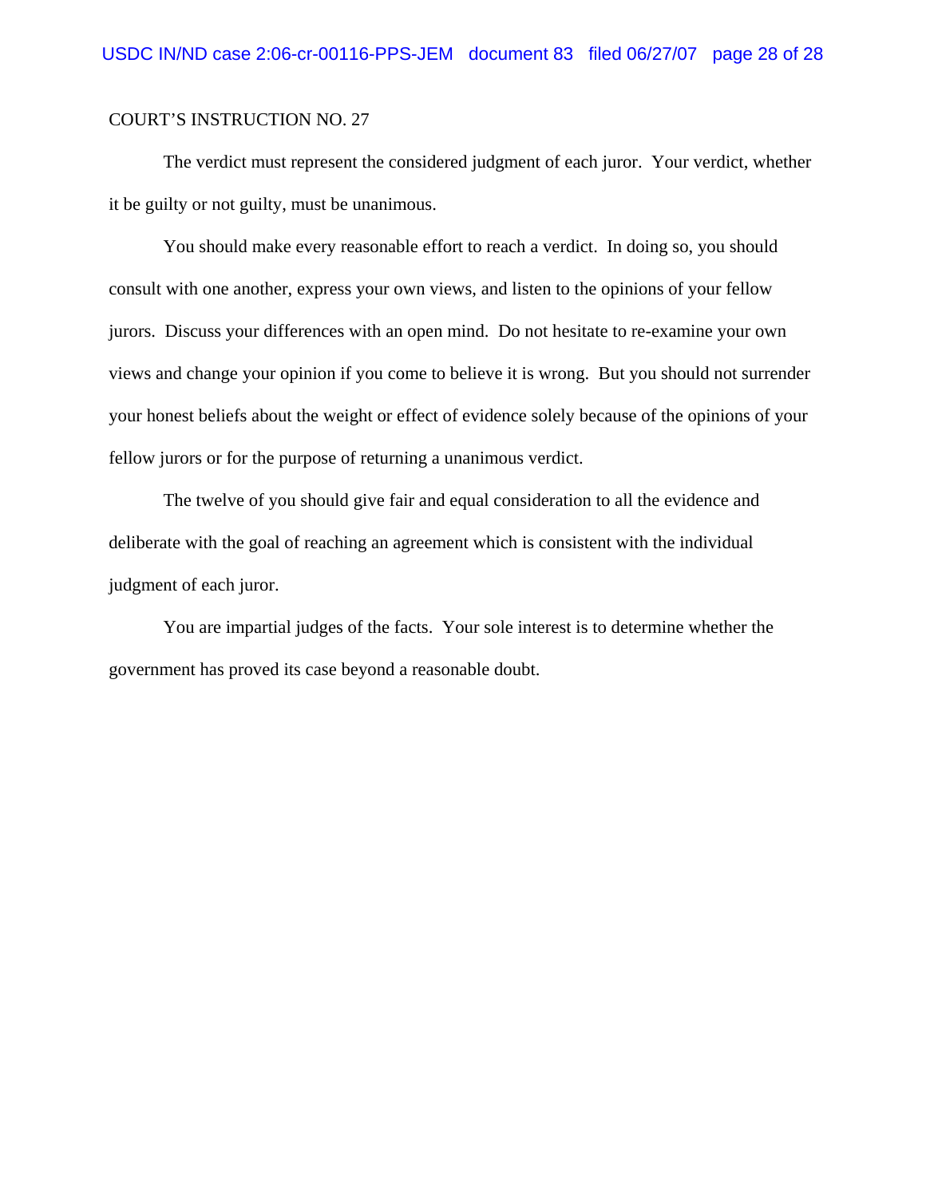COURT'S INSTRUCTION NO. 27

The verdict must represent the considered judgment of each juror. Your verdict, whether it be guilty or not guilty, must be unanimous.

You should make every reasonable effort to reach a verdict. In doing so, you should consult with one another, express your own views, and listen to the opinions of your fellow jurors. Discuss your differences with an open mind. Do not hesitate to re-examine your own views and change your opinion if you come to believe it is wrong. But you should not surrender your honest beliefs about the weight or effect of evidence solely because of the opinions of your fellow jurors or for the purpose of returning a unanimous verdict.

The twelve of you should give fair and equal consideration to all the evidence and deliberate with the goal of reaching an agreement which is consistent with the individual judgment of each juror.

You are impartial judges of the facts. Your sole interest is to determine whether the government has proved its case beyond a reasonable doubt.